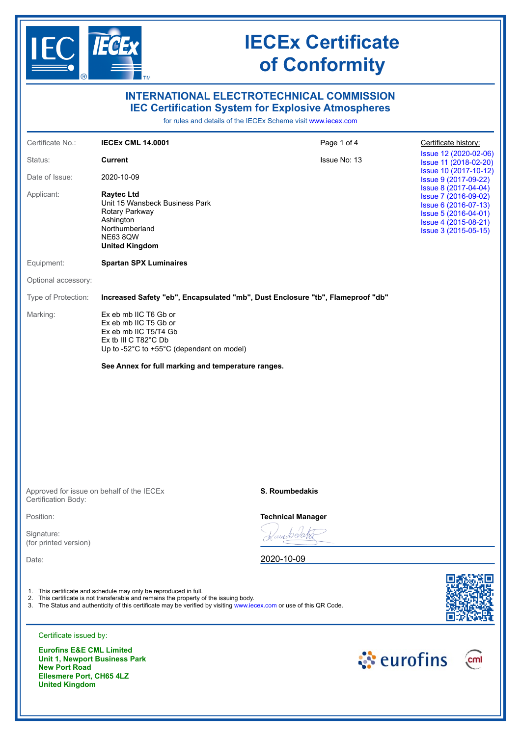# IECEx Certificate of Conformity

## INTERNATIONAL ELECTROTECHNICAL COMMISSION
## IEC Certification System for Explosive Atmospheres

for rules and details of the IECEx Scheme visit www.iecex.com

| | | | |
|---|---|---|---|
| Certificate No.: | **IECEx CML 14.0001** | Page 1 of 4 | Certificate history: |
| Status: | **Current** | Issue No: 13 | Issue 12 (2020-02-06) |
| Date of Issue: | 2020-10-09 | | Issue 11 (2018-02-20) |
| Applicant: | **Raytec Ltd**<br>Unit 15 Wansbeck Business Park<br>Rotary Parkway<br>Ashington<br>Northumberland<br>NE63 8QW<br>**United Kingdom** | | Issue 10 (2017-10-12)<br>Issue 9 (2017-09-22)<br>Issue 8 (2017-04-04)<br>Issue 7 (2016-09-02)<br>Issue 6 (2016-07-13)<br>Issue 5 (2016-04-01)<br>Issue 4 (2015-08-21)<br>Issue 3 (2015-05-15) |

Equipment: **Spartan SPX Luminaires**

Optional accessory:

Type of Protection: **Increased Safety "eb", Encapsulated "mb", Dust Enclosure "tb", Flameproof "db"**

Marking:
Ex eb mb IIC T6 Gb or
Ex eb mb IIC T5 Gb or
Ex eb mb IIC T5/T4 Gb
Ex tb III C T82°C Db
Up to -52°C to +55°C (dependant on model)

**See Annex for full marking and temperature ranges.**

Approved for issue on behalf of the IECEx Certification Body: **S. Roumbedakis**

Position: **Technical Manager**

Signature:
(for printed version)

Date: 2020-10-09

1. This certificate and schedule may only be reproduced in full.
2. This certificate is not transferable and remains the property of the issuing body.
3. The Status and authenticity of this certificate may be verified by visiting www.iecex.com or use of this QR Code.

Certificate issued by:

**Eurofins E&E CML Limited**
**Unit 1, Newport Business Park**
**New Port Road**
**Ellesmere Port, CH65 4LZ**
**United Kingdom**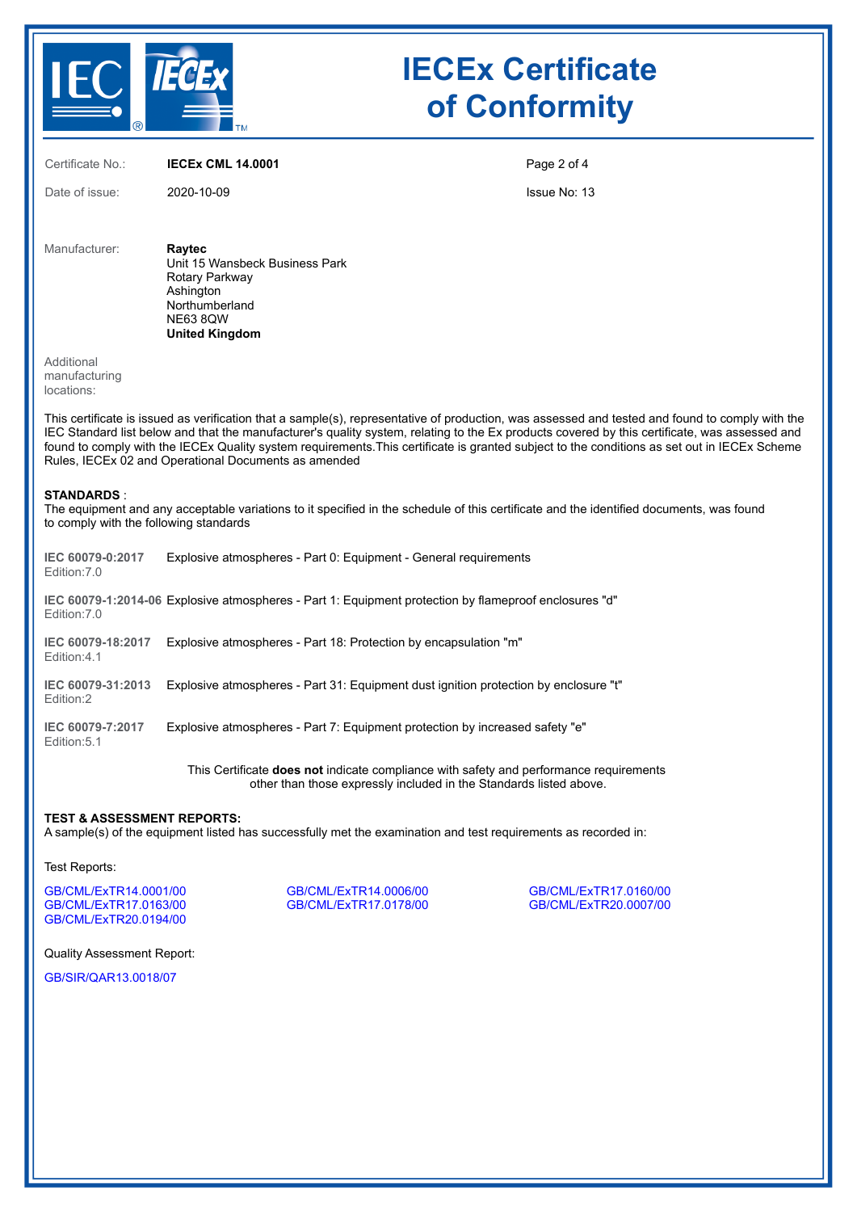# IECEx Certificate of Conformity

| | | | |
|---|---|---|---|
| Certificate No.: | **IECEx CML 14.0001** | | |
| Date of issue: | 2020-10-09 | | Issue No: 13 |

Manufacturer: **Raytec**
Unit 15 Wansbeck Business Park
Rotary Parkway
Ashington
Northumberland
NE63 8QW
**United Kingdom**

Additional manufacturing locations:

This certificate is issued as verification that a sample(s), representative of production, was assessed and tested and found to comply with the IEC Standard list below and that the manufacturer's quality system, relating to the Ex products covered by this certificate, was assessed and found to comply with the IECEx Quality system requirements.This certificate is granted subject to the conditions as set out in IECEx Scheme Rules, IECEx 02 and Operational Documents as amended

**STANDARDS** :
The equipment and any acceptable variations to it specified in the schedule of this certificate and the identified documents, was found to comply with the following standards

**IEC 60079-0:2017** Edition:7.0 — Explosive atmospheres - Part 0: Equipment - General requirements

**IEC 60079-1:2014-06** Edition:7.0 — Explosive atmospheres - Part 1: Equipment protection by flameproof enclosures "d"

**IEC 60079-18:2017** Edition:4.1 — Explosive atmospheres - Part 18: Protection by encapsulation "m"

**IEC 60079-31:2013** Edition:2 — Explosive atmospheres - Part 31: Equipment dust ignition protection by enclosure "t"

**IEC 60079-7:2017** Edition:5.1 — Explosive atmospheres - Part 7: Equipment protection by increased safety "e"

This Certificate **does not** indicate compliance with safety and performance requirements other than those expressly included in the Standards listed above.

**TEST & ASSESSMENT REPORTS:**
A sample(s) of the equipment listed has successfully met the examination and test requirements as recorded in:

Test Reports:

GB/CML/ExTR14.0001/00
GB/CML/ExTR14.0006/00
GB/CML/ExTR17.0160/00
GB/CML/ExTR17.0163/00
GB/CML/ExTR17.0178/00
GB/CML/ExTR20.0007/00
GB/CML/ExTR20.0194/00

Quality Assessment Report:

GB/SIR/QAR13.0018/07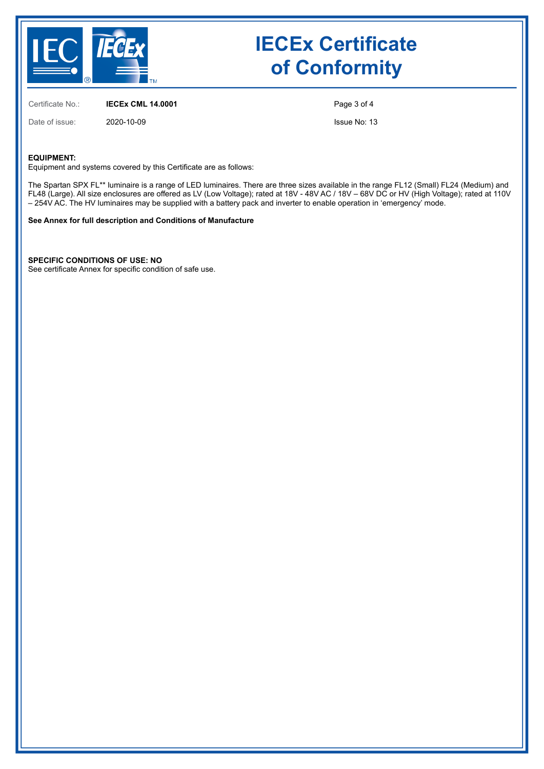# IECEx Certificate of Conformity

Certificate No.: **IECEx CML 14.0001**

Date of issue: 2020-10-09

Issue No: 13

**EQUIPMENT:**
Equipment and systems covered by this Certificate are as follows:

The Spartan SPX FL** luminaire is a range of LED luminaires. There are three sizes available in the range FL12 (Small) FL24 (Medium) and FL48 (Large). All size enclosures are offered as LV (Low Voltage); rated at 18V - 48V AC / 18V – 68V DC or HV (High Voltage); rated at 110V – 254V AC. The HV luminaires may be supplied with a battery pack and inverter to enable operation in 'emergency' mode.

**See Annex for full description and Conditions of Manufacture**

**SPECIFIC CONDITIONS OF USE: NO**
See certificate Annex for specific condition of safe use.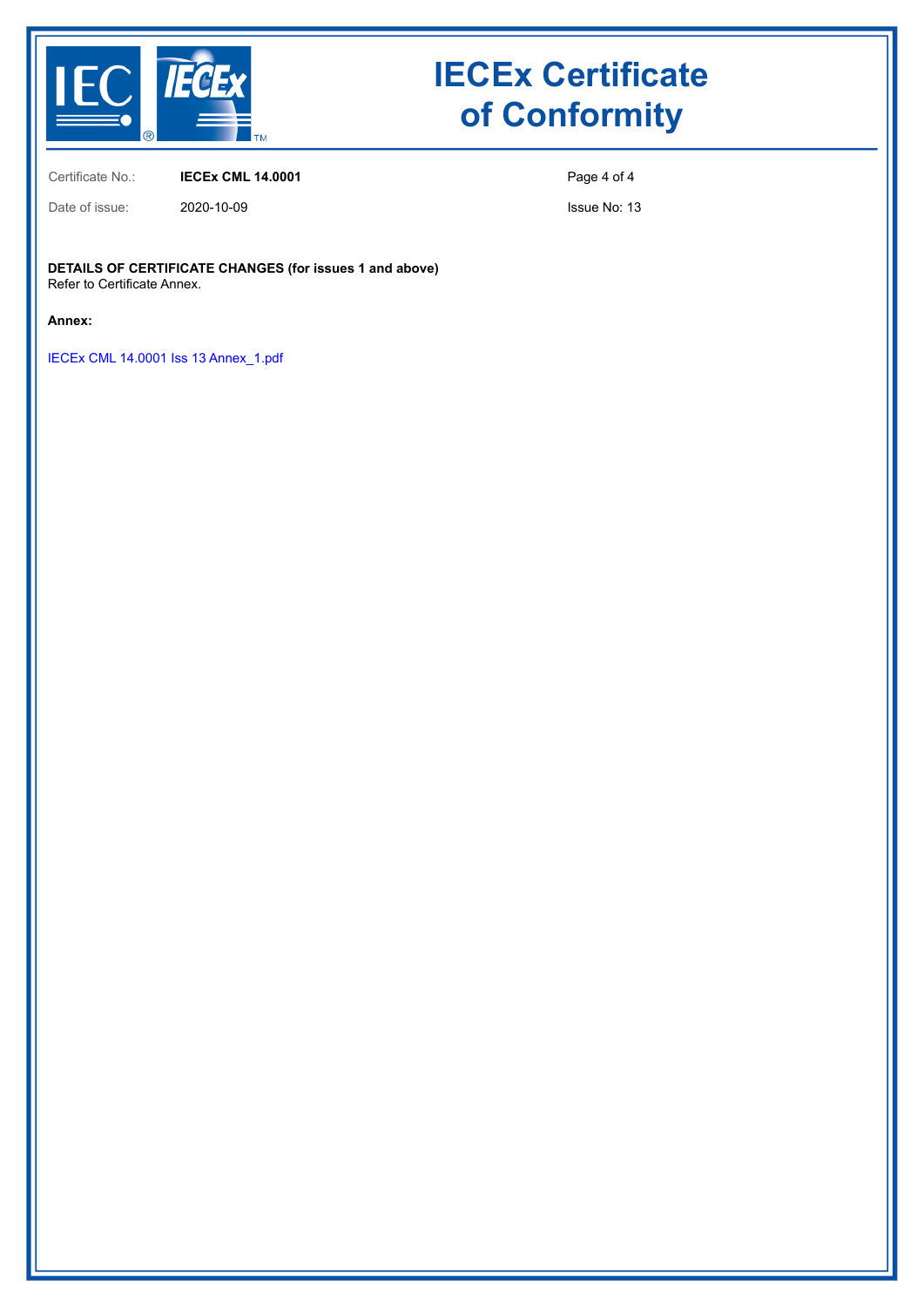# IECEx Certificate of Conformity

| | | |
|---|---|---|
| Certificate No.: | **IECEx CML 14.0001** | |
| Date of issue: | 2020-10-09 | Issue No: 13 |

**DETAILS OF CERTIFICATE CHANGES (for issues 1 and above)**
Refer to Certificate Annex.

**Annex:**

IECEx CML 14.0001 Iss 13 Annex_1.pdf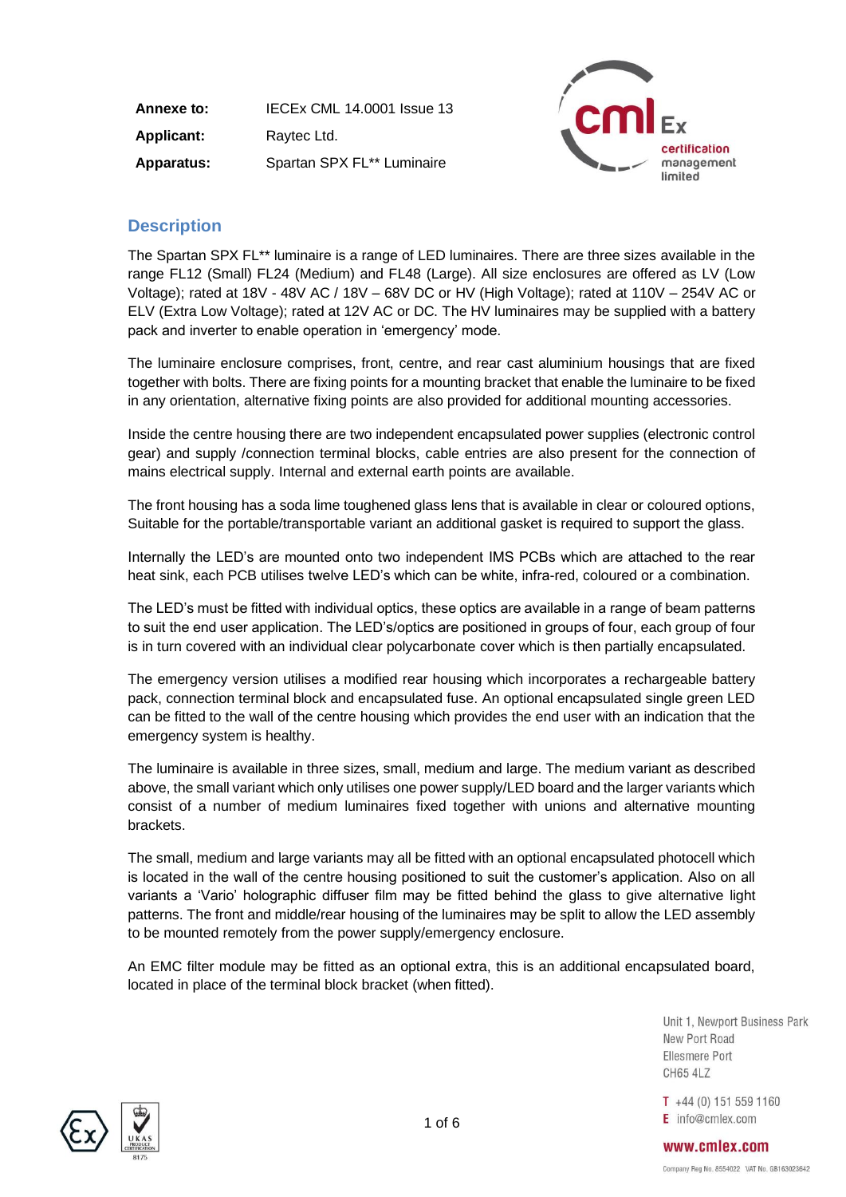| | |
|---|---|
| **Annexe to:** | IECEx CML 14.0001 Issue 13 |
| **Applicant:** | Raytec Ltd. |
| **Apparatus:** | Spartan SPX FL** Luminaire |

## Description

The Spartan SPX FL** luminaire is a range of LED luminaires. There are three sizes available in the range FL12 (Small) FL24 (Medium) and FL48 (Large). All size enclosures are offered as LV (Low Voltage); rated at 18V - 48V AC / 18V – 68V DC or HV (High Voltage); rated at 110V – 254V AC or ELV (Extra Low Voltage); rated at 12V AC or DC. The HV luminaires may be supplied with a battery pack and inverter to enable operation in 'emergency' mode.

The luminaire enclosure comprises, front, centre, and rear cast aluminium housings that are fixed together with bolts. There are fixing points for a mounting bracket that enable the luminaire to be fixed in any orientation, alternative fixing points are also provided for additional mounting accessories.

Inside the centre housing there are two independent encapsulated power supplies (electronic control gear) and supply /connection terminal blocks, cable entries are also present for the connection of mains electrical supply. Internal and external earth points are available.

The front housing has a soda lime toughened glass lens that is available in clear or coloured options, Suitable for the portable/transportable variant an additional gasket is required to support the glass.

Internally the LED's are mounted onto two independent IMS PCBs which are attached to the rear heat sink, each PCB utilises twelve LED's which can be white, infra-red, coloured or a combination.

The LED's must be fitted with individual optics, these optics are available in a range of beam patterns to suit the end user application. The LED's/optics are positioned in groups of four, each group of four is in turn covered with an individual clear polycarbonate cover which is then partially encapsulated.

The emergency version utilises a modified rear housing which incorporates a rechargeable battery pack, connection terminal block and encapsulated fuse. An optional encapsulated single green LED can be fitted to the wall of the centre housing which provides the end user with an indication that the emergency system is healthy.

The luminaire is available in three sizes, small, medium and large. The medium variant as described above, the small variant which only utilises one power supply/LED board and the larger variants which consist of a number of medium luminaires fixed together with unions and alternative mounting brackets.

The small, medium and large variants may all be fitted with an optional encapsulated photocell which is located in the wall of the centre housing positioned to suit the customer's application. Also on all variants a 'Vario' holographic diffuser film may be fitted behind the glass to give alternative light patterns. The front and middle/rear housing of the luminaires may be split to allow the LED assembly to be mounted remotely from the power supply/emergency enclosure.

An EMC filter module may be fitted as an optional extra, this is an additional encapsulated board, located in place of the terminal block bracket (when fitted).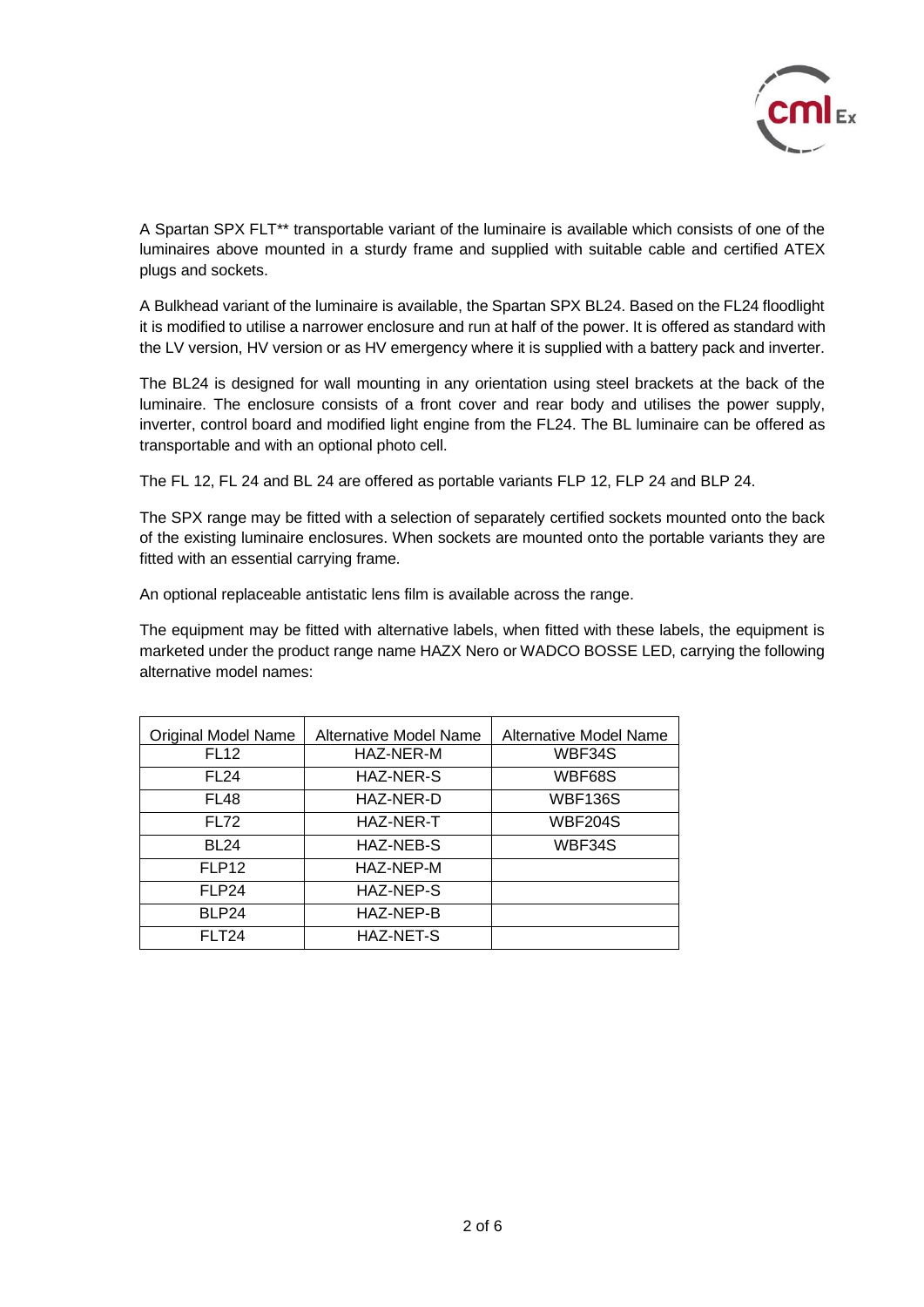A Spartan SPX FLT** transportable variant of the luminaire is available which consists of one of the luminaires above mounted in a sturdy frame and supplied with suitable cable and certified ATEX plugs and sockets.

A Bulkhead variant of the luminaire is available, the Spartan SPX BL24. Based on the FL24 floodlight it is modified to utilise a narrower enclosure and run at half of the power. It is offered as standard with the LV version, HV version or as HV emergency where it is supplied with a battery pack and inverter.

The BL24 is designed for wall mounting in any orientation using steel brackets at the back of the luminaire. The enclosure consists of a front cover and rear body and utilises the power supply, inverter, control board and modified light engine from the FL24. The BL luminaire can be offered as transportable and with an optional photo cell.

The FL 12, FL 24 and BL 24 are offered as portable variants FLP 12, FLP 24 and BLP 24.

The SPX range may be fitted with a selection of separately certified sockets mounted onto the back of the existing luminaire enclosures. When sockets are mounted onto the portable variants they are fitted with an essential carrying frame.

An optional replaceable antistatic lens film is available across the range.

The equipment may be fitted with alternative labels, when fitted with these labels, the equipment is marketed under the product range name HAZX Nero or WADCO BOSSE LED, carrying the following alternative model names:

| Original Model Name | Alternative Model Name | Alternative Model Name |
|---|---|---|
| FL12 | HAZ-NER-M | WBF34S |
| FL24 | HAZ-NER-S | WBF68S |
| FL48 | HAZ-NER-D | WBF136S |
| FL72 | HAZ-NER-T | WBF204S |
| BL24 | HAZ-NEB-S | WBF34S |
| FLP12 | HAZ-NEP-M | |
| FLP24 | HAZ-NEP-S | |
| BLP24 | HAZ-NEP-B | |
| FLT24 | HAZ-NET-S | |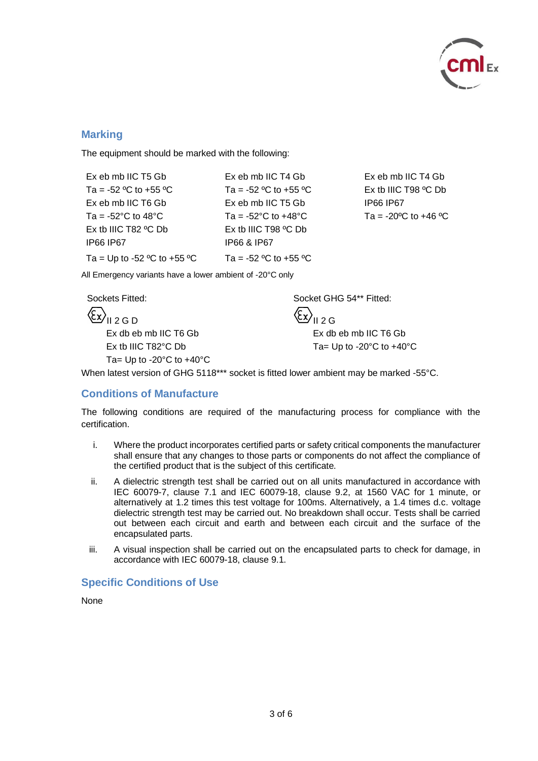## Marking

The equipment should be marked with the following:

| | | |
|---|---|---|
| Ex eb mb IIC T5 Gb<br>Ta = -52 ºC to +55 ºC<br>Ex eb mb IIC T6 Gb<br>Ta = -52°C to 48°C<br>Ex tb IIIC T82 ºC Db<br>IP66 IP67 | Ex eb mb IIC T4 Gb<br>Ta = -52 ºC to +55 ºC<br>Ex eb mb IIC T5 Gb<br>Ta = -52°C to +48°C<br>Ex tb IIIC T98 ºC Db<br>IP66 & IP67 | Ex eb mb IIC T4 Gb<br>Ex tb IIIC T98 ºC Db<br>IP66 IP67<br>Ta = -20ºC to +46 ºC |
| Ta = Up to -52 ºC to +55 ºC | Ta = -52 ºC to +55 ºC | |

All Emergency variants have a lower ambient of -20°C only

| Sockets Fitted: | Socket GHG 54** Fitted: |
|---|---|
| Ⓔx II 2 G D<br>Ex db eb mb IIC T6 Gb<br>Ex tb IIIC T82°C Db<br>Ta= Up to -20°C to +40°C | Ⓔx II 2 G<br>Ex db eb mb IIC T6 Gb<br>Ta= Up to -20°C to +40°C |

When latest version of GHG 5118*** socket is fitted lower ambient may be marked -55°C.

## Conditions of Manufacture

The following conditions are required of the manufacturing process for compliance with the certification.

i. Where the product incorporates certified parts or safety critical components the manufacturer shall ensure that any changes to those parts or components do not affect the compliance of the certified product that is the subject of this certificate.

ii. A dielectric strength test shall be carried out on all units manufactured in accordance with IEC 60079-7, clause 7.1 and IEC 60079-18, clause 9.2, at 1560 VAC for 1 minute, or alternatively at 1.2 times this test voltage for 100ms. Alternatively, a 1.4 times d.c. voltage dielectric strength test may be carried out. No breakdown shall occur. Tests shall be carried out between each circuit and earth and between each circuit and the surface of the encapsulated parts.

iii. A visual inspection shall be carried out on the encapsulated parts to check for damage, in accordance with IEC 60079-18, clause 9.1.

## Specific Conditions of Use

None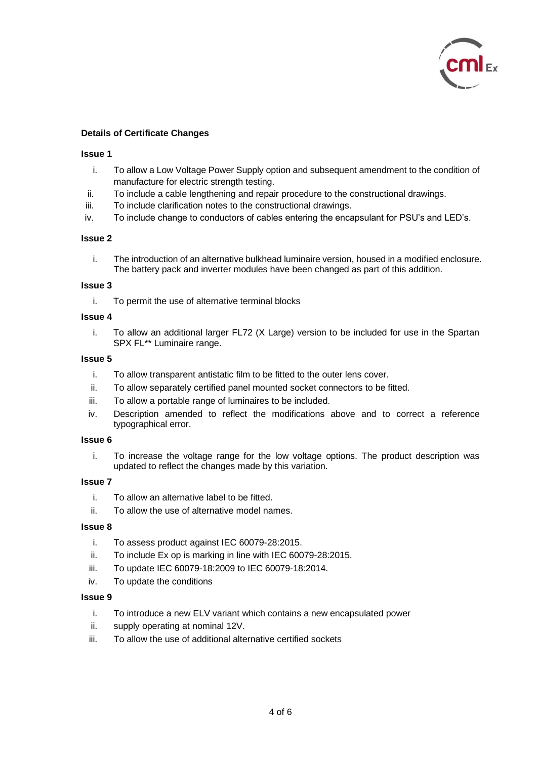**Details of Certificate Changes**

**Issue 1**

i. To allow a Low Voltage Power Supply option and subsequent amendment to the condition of manufacture for electric strength testing.
ii. To include a cable lengthening and repair procedure to the constructional drawings.
iii. To include clarification notes to the constructional drawings.
iv. To include change to conductors of cables entering the encapsulant for PSU's and LED's.

**Issue 2**

i. The introduction of an alternative bulkhead luminaire version, housed in a modified enclosure. The battery pack and inverter modules have been changed as part of this addition.

**Issue 3**

i. To permit the use of alternative terminal blocks

**Issue 4**

i. To allow an additional larger FL72 (X Large) version to be included for use in the Spartan SPX FL** Luminaire range.

**Issue 5**

i. To allow transparent antistatic film to be fitted to the outer lens cover.
ii. To allow separately certified panel mounted socket connectors to be fitted.
iii. To allow a portable range of luminaires to be included.
iv. Description amended to reflect the modifications above and to correct a reference typographical error.

**Issue 6**

i. To increase the voltage range for the low voltage options. The product description was updated to reflect the changes made by this variation.

**Issue 7**

i. To allow an alternative label to be fitted.
ii. To allow the use of alternative model names.

**Issue 8**

i. To assess product against IEC 60079-28:2015.
ii. To include Ex op is marking in line with IEC 60079-28:2015.
iii. To update IEC 60079-18:2009 to IEC 60079-18:2014.
iv. To update the conditions

**Issue 9**

i. To introduce a new ELV variant which contains a new encapsulated power
ii. supply operating at nominal 12V.
iii. To allow the use of additional alternative certified sockets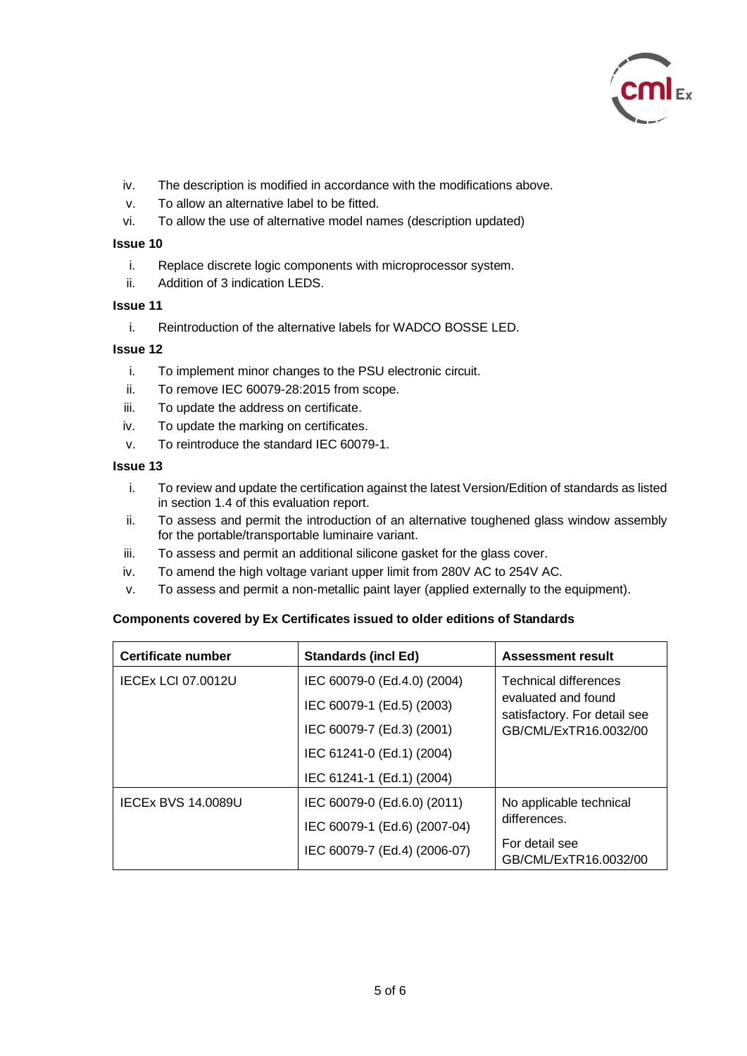iv. The description is modified in accordance with the modifications above.
v. To allow an alternative label to be fitted.
vi. To allow the use of alternative model names (description updated)

**Issue 10**

i. Replace discrete logic components with microprocessor system.
ii. Addition of 3 indication LEDS.

**Issue 11**

i. Reintroduction of the alternative labels for WADCO BOSSE LED.

**Issue 12**

i. To implement minor changes to the PSU electronic circuit.
ii. To remove IEC 60079-28:2015 from scope.
iii. To update the address on certificate.
iv. To update the marking on certificates.
v. To reintroduce the standard IEC 60079-1.

**Issue 13**

i. To review and update the certification against the latest Version/Edition of standards as listed in section 1.4 of this evaluation report.
ii. To assess and permit the introduction of an alternative toughened glass window assembly for the portable/transportable luminaire variant.
iii. To assess and permit an additional silicone gasket for the glass cover.
iv. To amend the high voltage variant upper limit from 280V AC to 254V AC.
v. To assess and permit a non-metallic paint layer (applied externally to the equipment).

**Components covered by Ex Certificates issued to older editions of Standards**

| Certificate number | Standards (incl Ed) | Assessment result |
|---|---|---|
| IECEx LCI 07.0012U | IEC 60079-0 (Ed.4.0) (2004)<br>IEC 60079-1 (Ed.5) (2003)<br>IEC 60079-7 (Ed.3) (2001)<br>IEC 61241-0 (Ed.1) (2004)<br>IEC 61241-1 (Ed.1) (2004) | Technical differences evaluated and found satisfactory. For detail see GB/CML/ExTR16.0032/00 |
| IECEx BVS 14.0089U | IEC 60079-0 (Ed.6.0) (2011)<br>IEC 60079-1 (Ed.6) (2007-04)<br>IEC 60079-7 (Ed.4) (2006-07) | No applicable technical differences.<br>For detail see GB/CML/ExTR16.0032/00 |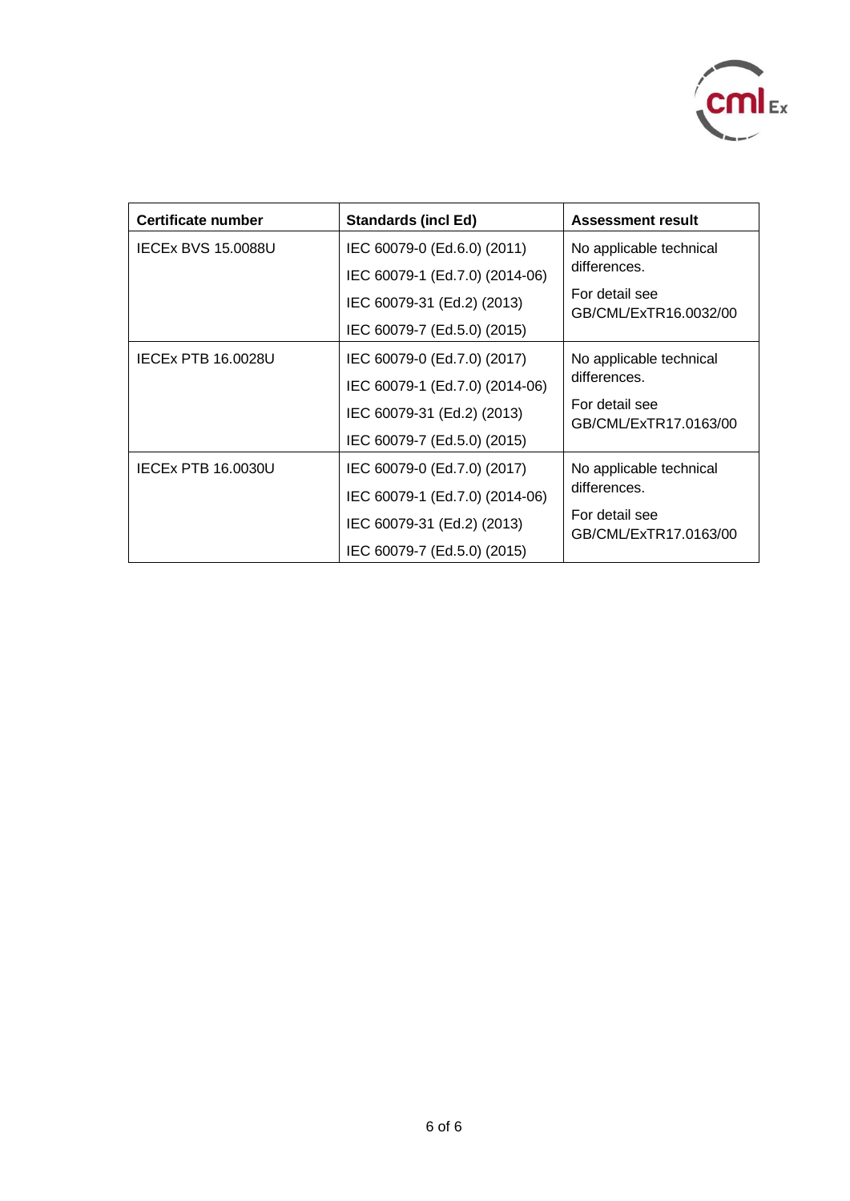| Certificate number | Standards (incl Ed) | Assessment result |
|---|---|---|
| IECEx BVS 15.0088U | IEC 60079-0 (Ed.6.0) (2011)<br>IEC 60079-1 (Ed.7.0) (2014-06)<br>IEC 60079-31 (Ed.2) (2013)<br>IEC 60079-7 (Ed.5.0) (2015) | No applicable technical differences.<br>For detail see GB/CML/ExTR16.0032/00 |
| IECEx PTB 16.0028U | IEC 60079-0 (Ed.7.0) (2017)<br>IEC 60079-1 (Ed.7.0) (2014-06)<br>IEC 60079-31 (Ed.2) (2013)<br>IEC 60079-7 (Ed.5.0) (2015) | No applicable technical differences.<br>For detail see GB/CML/ExTR17.0163/00 |
| IECEx PTB 16.0030U | IEC 60079-0 (Ed.7.0) (2017)<br>IEC 60079-1 (Ed.7.0) (2014-06)<br>IEC 60079-31 (Ed.2) (2013)<br>IEC 60079-7 (Ed.5.0) (2015) | No applicable technical differences.<br>For detail see GB/CML/ExTR17.0163/00 |